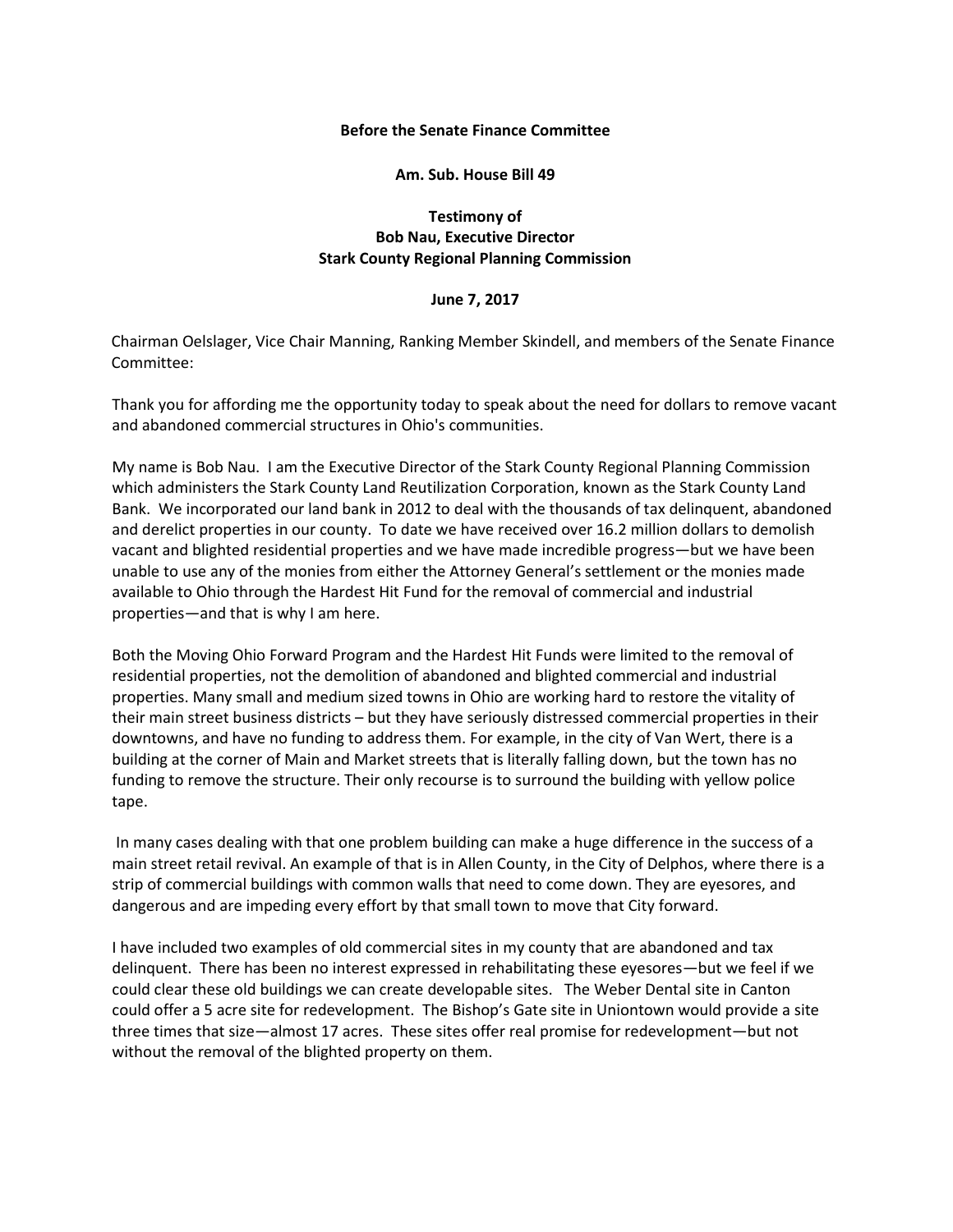**Before the Senate Finance Committee**

**Am. Sub. House Bill 49**

**Testimony of**
**Bob Nau, Executive Director**
**Stark County Regional Planning Commission**

**June 7, 2017**

Chairman Oelslager, Vice Chair Manning, Ranking Member Skindell, and members of the Senate Finance Committee:

Thank you for affording me the opportunity today to speak about the need for dollars to remove vacant and abandoned commercial structures in Ohio's communities.

My name is Bob Nau. I am the Executive Director of the Stark County Regional Planning Commission which administers the Stark County Land Reutilization Corporation, known as the Stark County Land Bank. We incorporated our land bank in 2012 to deal with the thousands of tax delinquent, abandoned and derelict properties in our county. To date we have received over 16.2 million dollars to demolish vacant and blighted residential properties and we have made incredible progress—but we have been unable to use any of the monies from either the Attorney General's settlement or the monies made available to Ohio through the Hardest Hit Fund for the removal of commercial and industrial properties—and that is why I am here.

Both the Moving Ohio Forward Program and the Hardest Hit Funds were limited to the removal of residential properties, not the demolition of abandoned and blighted commercial and industrial properties. Many small and medium sized towns in Ohio are working hard to restore the vitality of their main street business districts – but they have seriously distressed commercial properties in their downtowns, and have no funding to address them. For example, in the city of Van Wert, there is a building at the corner of Main and Market streets that is literally falling down, but the town has no funding to remove the structure. Their only recourse is to surround the building with yellow police tape.

In many cases dealing with that one problem building can make a huge difference in the success of a main street retail revival. An example of that is in Allen County, in the City of Delphos, where there is a strip of commercial buildings with common walls that need to come down. They are eyesores, and dangerous and are impeding every effort by that small town to move that City forward.

I have included two examples of old commercial sites in my county that are abandoned and tax delinquent. There has been no interest expressed in rehabilitating these eyesores—but we feel if we could clear these old buildings we can create developable sites. The Weber Dental site in Canton could offer a 5 acre site for redevelopment. The Bishop's Gate site in Uniontown would provide a site three times that size—almost 17 acres. These sites offer real promise for redevelopment—but not without the removal of the blighted property on them.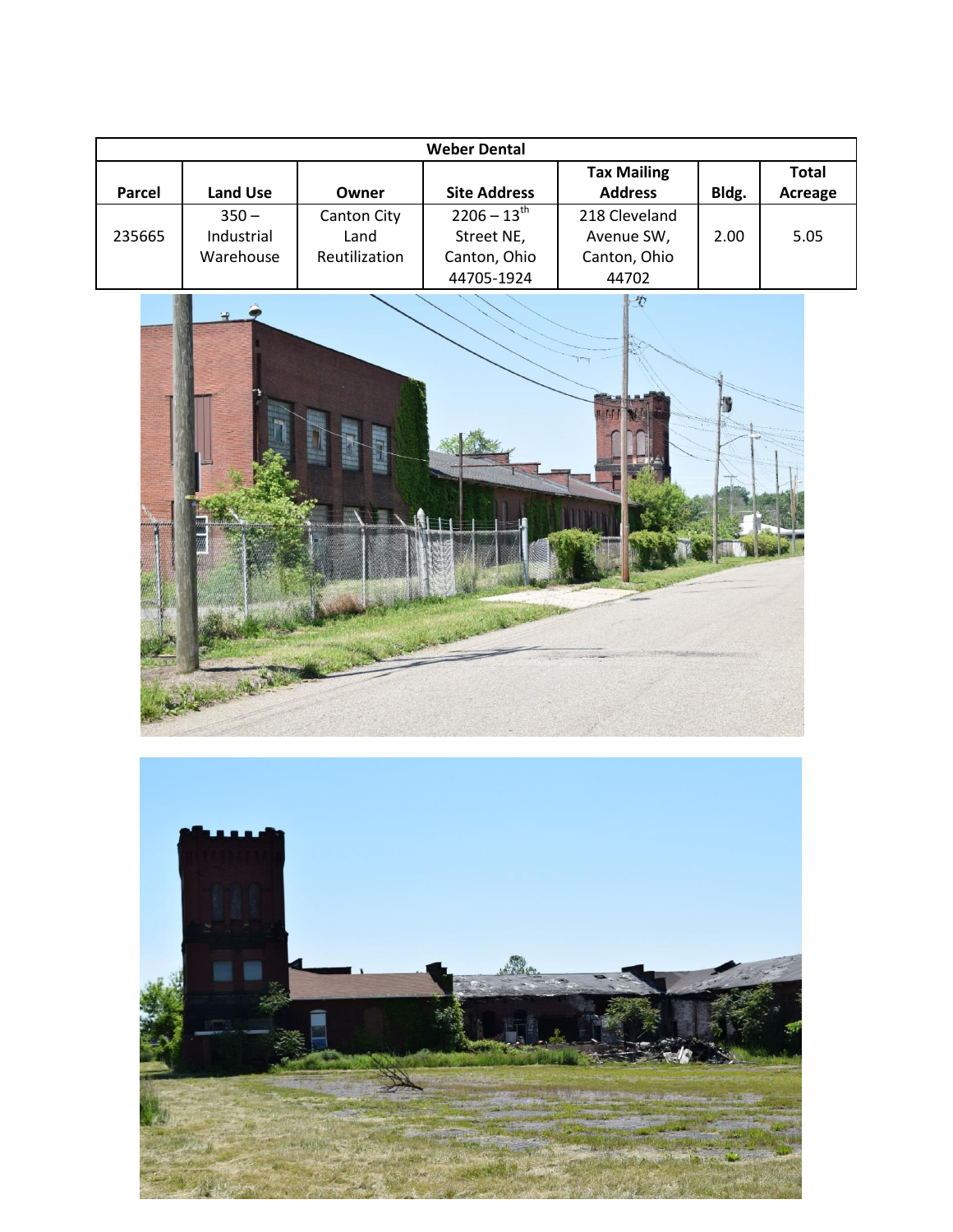| Weber Dental | | | | | | |
|---|---|---|---|---|---|---|
| Parcel | Land Use | Owner | Site Address | Tax Mailing Address | Bldg. | Total Acreage |
| 235665 | 350 – Industrial Warehouse | Canton City Land Reutilization | 2206 – 13th Street NE, Canton, Ohio 44705-1924 | 218 Cleveland Avenue SW, Canton, Ohio 44702 | 2.00 | 5.05 |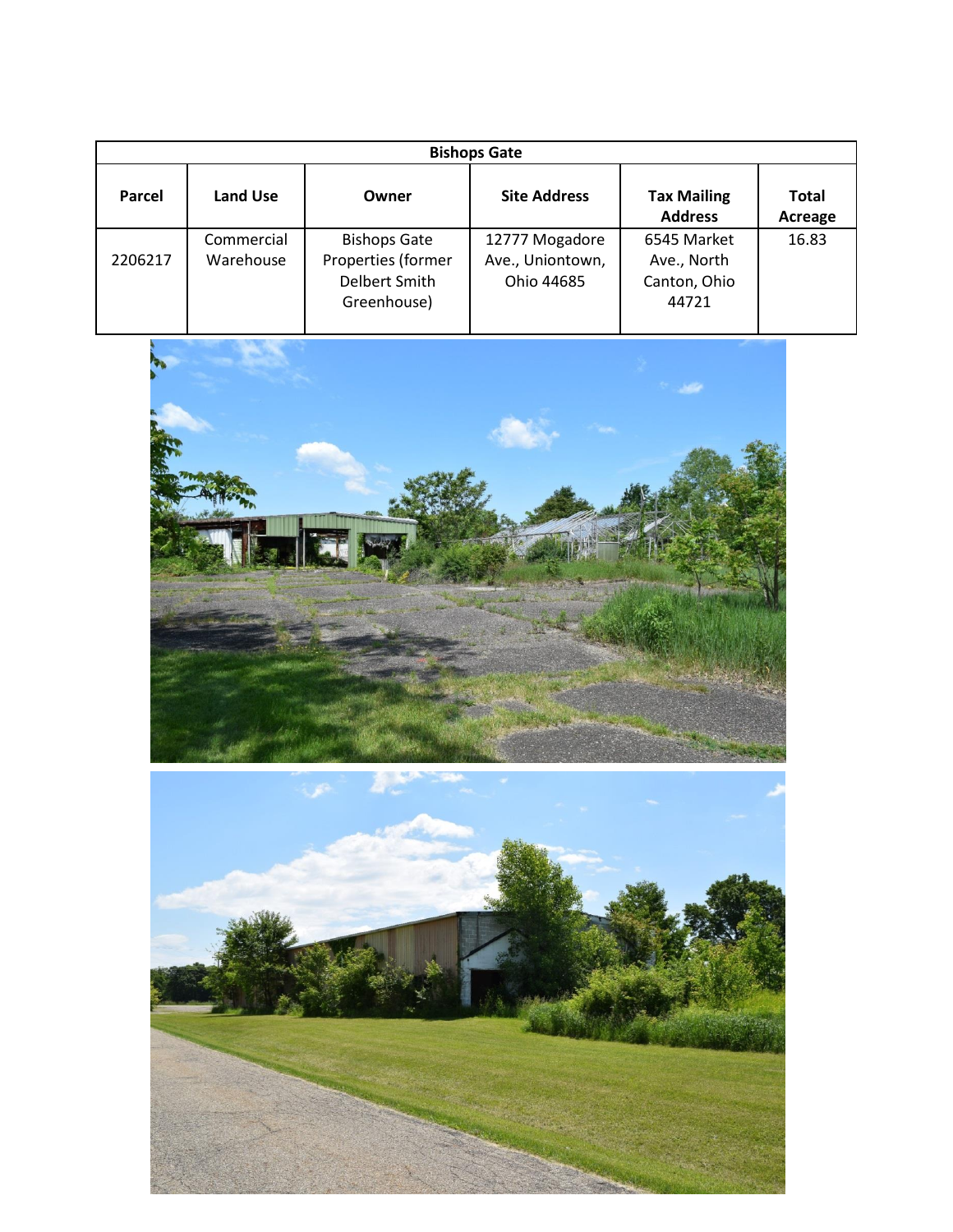| Bishops Gate | | | | | |
|---|---|---|---|---|---|
| Parcel | Land Use | Owner | Site Address | Tax Mailing Address | Total Acreage |
| 2206217 | Commercial Warehouse | Bishops Gate Properties (former Delbert Smith Greenhouse) | 12777 Mogadore Ave., Uniontown, Ohio 44685 | 6545 Market Ave., North Canton, Ohio 44721 | 16.83 |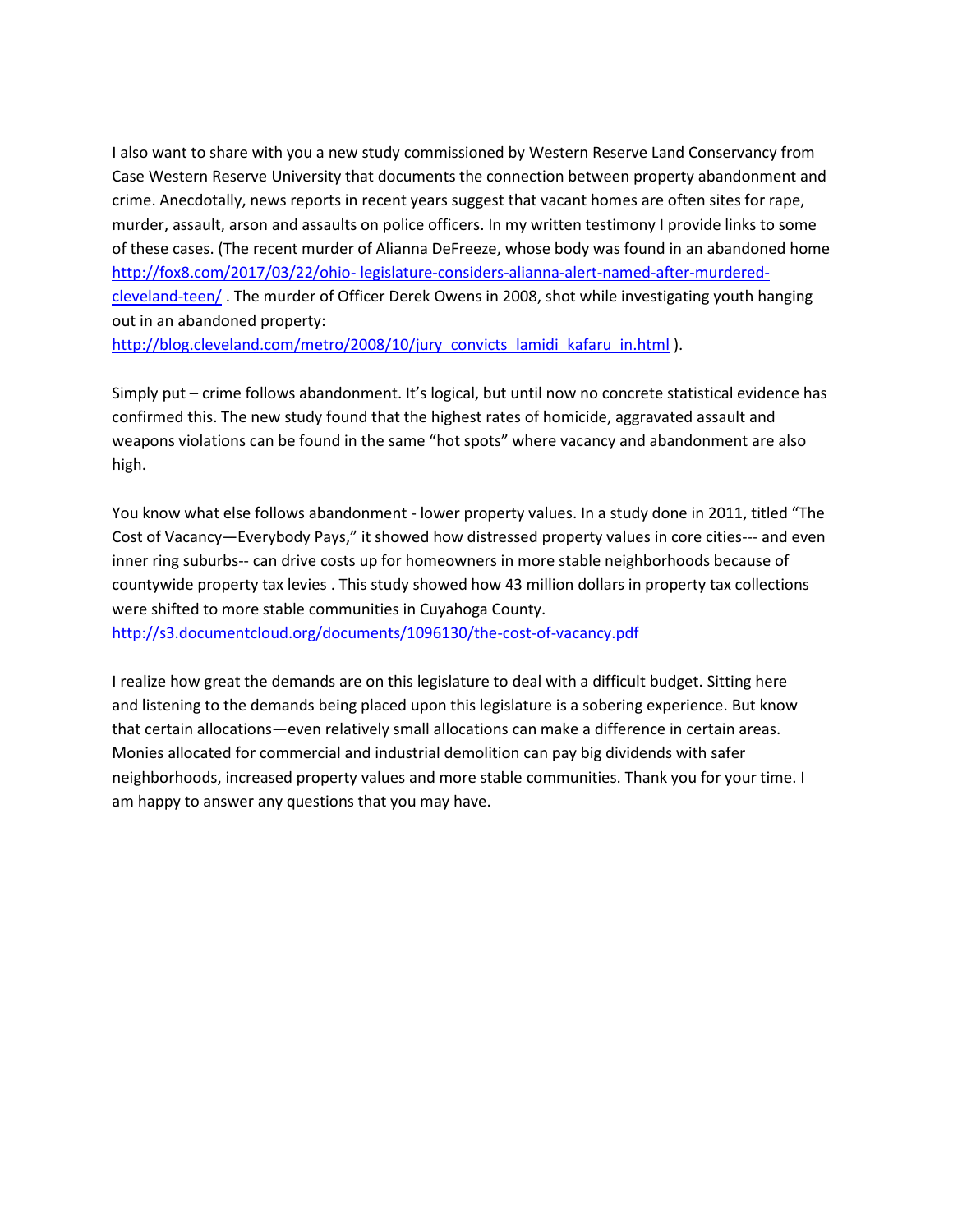I also want to share with you a new study commissioned by Western Reserve Land Conservancy from Case Western Reserve University that documents the connection between property abandonment and crime. Anecdotally, news reports in recent years suggest that vacant homes are often sites for rape, murder, assault, arson and assaults on police officers. In my written testimony I provide links to some of these cases. (The recent murder of Alianna DeFreeze, whose body was found in an abandoned home http://fox8.com/2017/03/22/ohio- legislature-considers-alianna-alert-named-after-murdered-cleveland-teen/ . The murder of Officer Derek Owens in 2008, shot while investigating youth hanging out in an abandoned property: http://blog.cleveland.com/metro/2008/10/jury_convicts_lamidi_kafaru_in.html ).

Simply put – crime follows abandonment. It's logical, but until now no concrete statistical evidence has confirmed this. The new study found that the highest rates of homicide, aggravated assault and weapons violations can be found in the same "hot spots" where vacancy and abandonment are also high.

You know what else follows abandonment - lower property values. In a study done in 2011, titled "The Cost of Vacancy—Everybody Pays," it showed how distressed property values in core cities--- and even inner ring suburbs-- can drive costs up for homeowners in more stable neighborhoods because of countywide property tax levies . This study showed how 43 million dollars in property tax collections were shifted to more stable communities in Cuyahoga County. http://s3.documentcloud.org/documents/1096130/the-cost-of-vacancy.pdf

I realize how great the demands are on this legislature to deal with a difficult budget. Sitting here and listening to the demands being placed upon this legislature is a sobering experience. But know that certain allocations—even relatively small allocations can make a difference in certain areas. Monies allocated for commercial and industrial demolition can pay big dividends with safer neighborhoods, increased property values and more stable communities. Thank you for your time. I am happy to answer any questions that you may have.